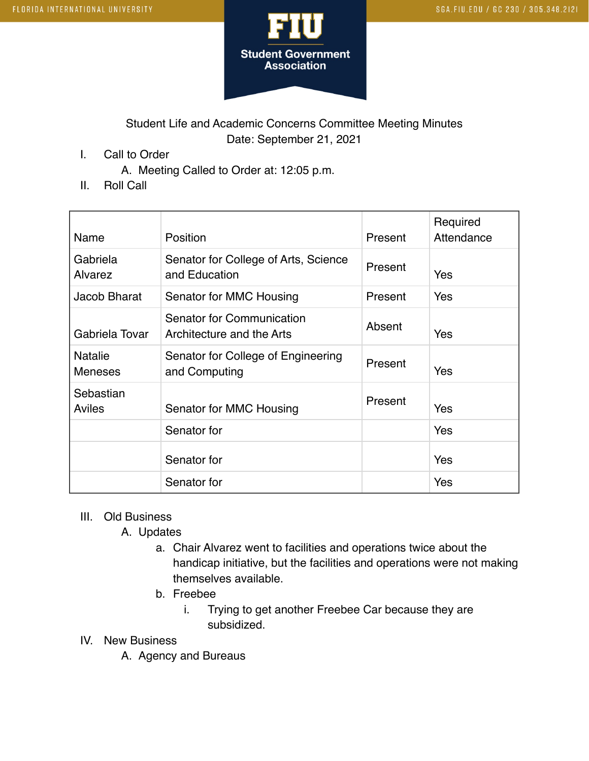Student Life and Academic Concerns Committee Meeting Minutes

Date: September 21, 2021

I. Call to Order
   A. Meeting Called to Order at: 12:05 p.m.
II. Roll Call

| Name | Position | Present | Required Attendance |
|---|---|---|---|
| Gabriela Alvarez | Senator for College of Arts, Science and Education | Present | Yes |
| Jacob Bharat | Senator for MMC Housing | Present | Yes |
| Gabriela Tovar | Senator for Communication Architecture and the Arts | Absent | Yes |
| Natalie Meneses | Senator for College of Engineering and Computing | Present | Yes |
| Sebastian Aviles | Senator for MMC Housing | Present | Yes |
| | Senator for | | Yes |
| | Senator for | | Yes |
| | Senator for | | Yes |

III. Old Business
   A. Updates
      a. Chair Alvarez went to facilities and operations twice about the handicap initiative, but the facilities and operations were not making themselves available.
      b. Freebee
         i. Trying to get another Freebee Car because they are subsidized.
IV. New Business
   A. Agency and Bureaus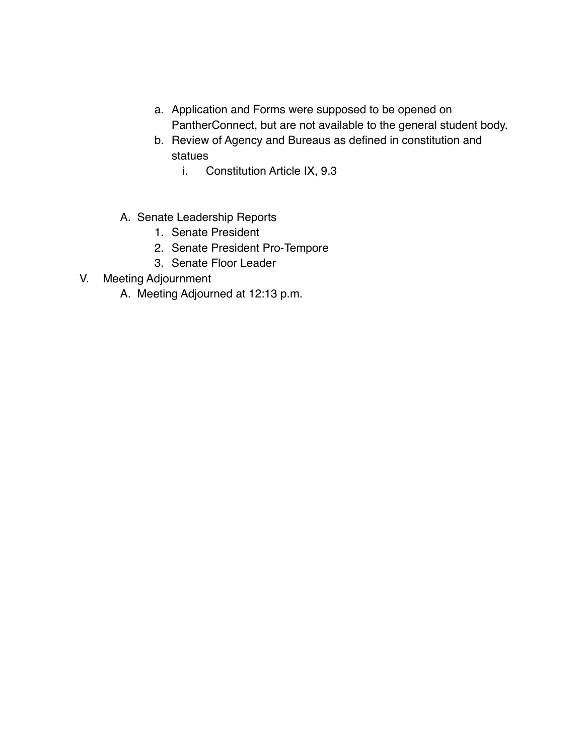a. Application and Forms were supposed to be opened on PantherConnect, but are not available to the general student body.
   b. Review of Agency and Bureaus as defined in constitution and statues
      i. Constitution Article IX, 9.3

A. Senate Leadership Reports
   1. Senate President
   2. Senate President Pro-Tempore
   3. Senate Floor Leader

V. Meeting Adjournment
   A. Meeting Adjourned at 12:13 p.m.